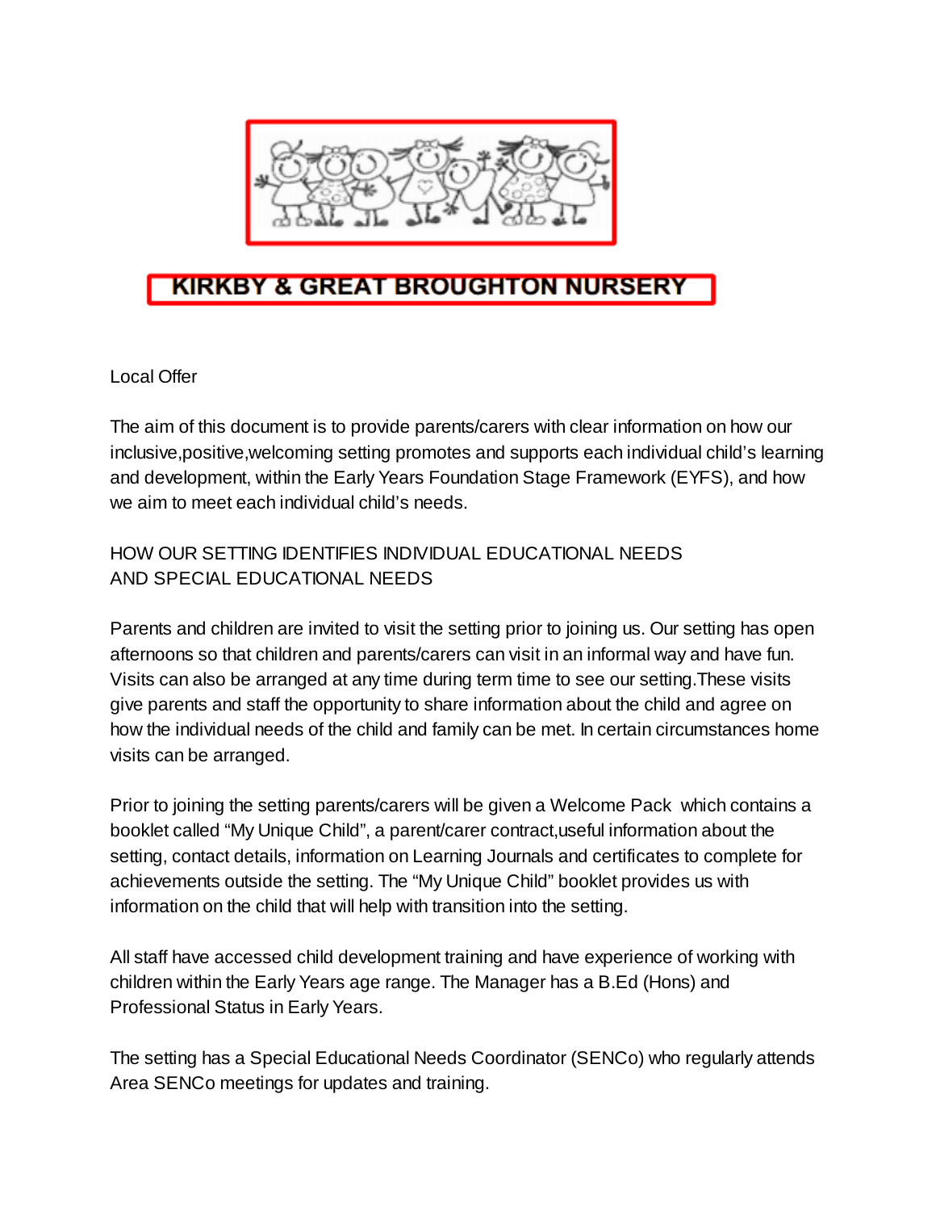# KIRKBY & GREAT BROUGHTON NURSERY

Local Offer

The aim of this document is to provide parents/carers with clear information on how our inclusive,positive,welcoming setting promotes and supports each individual child's learning and development, within the Early Years Foundation Stage Framework (EYFS), and how we aim to meet each individual child's needs.

## HOW OUR SETTING IDENTIFIES INDIVIDUAL EDUCATIONAL NEEDS AND SPECIAL EDUCATIONAL NEEDS

Parents and children are invited to visit the setting prior to joining us. Our setting has open afternoons so that children and parents/carers can visit in an informal way and have fun. Visits can also be arranged at any time during term time to see our setting.These visits give parents and staff the opportunity to share information about the child and agree on how the individual needs of the child and family can be met. In certain circumstances home visits can be arranged.

Prior to joining the setting parents/carers will be given a Welcome Pack which contains a booklet called "My Unique Child", a parent/carer contract,useful information about the setting, contact details, information on Learning Journals and certificates to complete for achievements outside the setting. The "My Unique Child" booklet provides us with information on the child that will help with transition into the setting.

All staff have accessed child development training and have experience of working with children within the Early Years age range. The Manager has a B.Ed (Hons) and Professional Status in Early Years.

The setting has a Special Educational Needs Coordinator (SENCo) who regularly attends Area SENCo meetings for updates and training.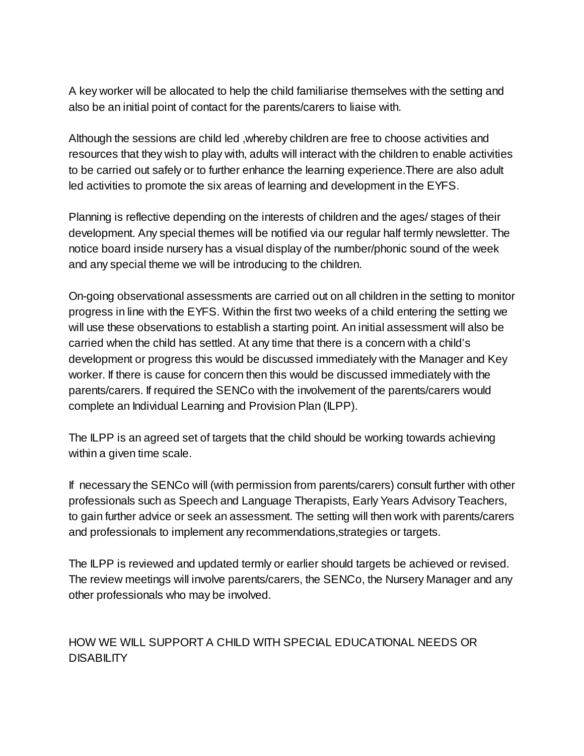A key worker will be allocated to help the child familiarise themselves with the setting and also be an initial point of contact for the parents/carers to liaise with.

Although the sessions are child led ,whereby children are free to choose activities and resources that they wish to play with, adults will interact with the children to enable activities to be carried out safely or to further enhance the learning experience.There are also adult led activities to promote the six areas of learning and development in the EYFS.

Planning is reflective depending on the interests of children and the ages/ stages of their development. Any special themes will be notified via our regular half termly newsletter. The notice board inside nursery has a visual display of the number/phonic sound of the week and any special theme we will be introducing to the children.

On-going observational assessments are carried out on all children in the setting to monitor progress in line with the EYFS. Within the first two weeks of a child entering the setting we will use these observations to establish a starting point. An initial assessment will also be carried when the child has settled. At any time that there is a concern with a child's development or progress this would be discussed immediately with the Manager and Key worker. If there is cause for concern then this would be discussed immediately with the parents/carers. If required the SENCo with the involvement of the parents/carers would complete an Individual Learning and Provision Plan (ILPP).

The ILPP is an agreed set of targets that the child should be working towards achieving within a given time scale.

If necessary the SENCo will (with permission from parents/carers) consult further with other professionals such as Speech and Language Therapists, Early Years Advisory Teachers, to gain further advice or seek an assessment. The setting will then work with parents/carers and professionals to implement any recommendations,strategies or targets.

The ILPP is reviewed and updated termly or earlier should targets be achieved or revised. The review meetings will involve parents/carers, the SENCo, the Nursery Manager and any other professionals who may be involved.

## HOW WE WILL SUPPORT A CHILD WITH SPECIAL EDUCATIONAL NEEDS OR DISABILITY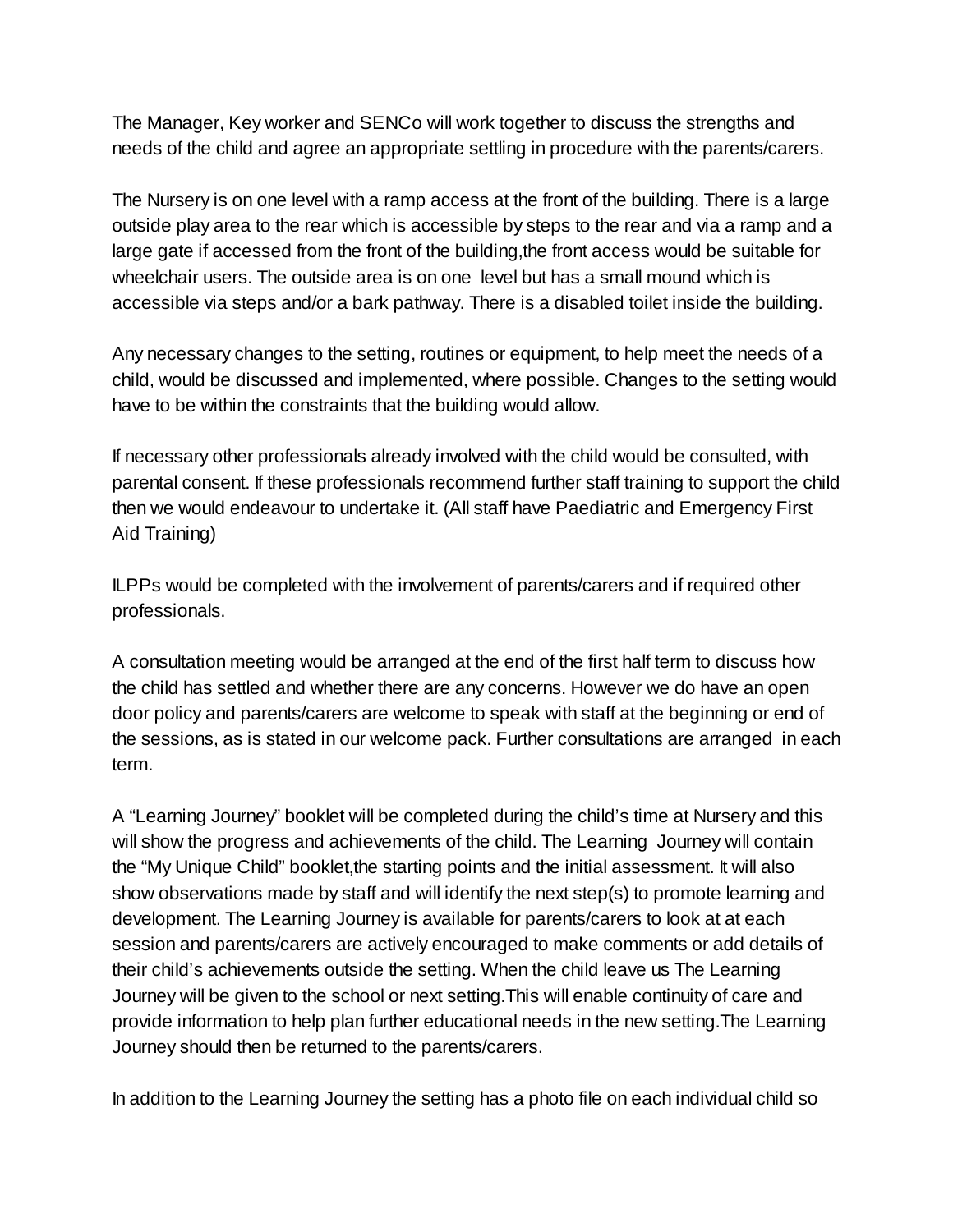The Manager, Key worker and SENCo will work together to discuss the strengths and needs of the child and agree an appropriate settling in procedure with the parents/carers.

The Nursery is on one level with a ramp access at the front of the building. There is a large outside play area to the rear which is accessible by steps to the rear and via a ramp and a large gate if accessed from the front of the building,the front access would be suitable for wheelchair users. The outside area is on one level but has a small mound which is accessible via steps and/or a bark pathway. There is a disabled toilet inside the building.

Any necessary changes to the setting, routines or equipment, to help meet the needs of a child, would be discussed and implemented, where possible. Changes to the setting would have to be within the constraints that the building would allow.

If necessary other professionals already involved with the child would be consulted, with parental consent. If these professionals recommend further staff training to support the child then we would endeavour to undertake it. (All staff have Paediatric and Emergency First Aid Training)

ILPPs would be completed with the involvement of parents/carers and if required other professionals.

A consultation meeting would be arranged at the end of the first half term to discuss how the child has settled and whether there are any concerns. However we do have an open door policy and parents/carers are welcome to speak with staff at the beginning or end of the sessions, as is stated in our welcome pack. Further consultations are arranged in each term.

A "Learning Journey" booklet will be completed during the child's time at Nursery and this will show the progress and achievements of the child. The Learning Journey will contain the "My Unique Child" booklet,the starting points and the initial assessment. It will also show observations made by staff and will identify the next step(s) to promote learning and development. The Learning Journey is available for parents/carers to look at at each session and parents/carers are actively encouraged to make comments or add details of their child's achievements outside the setting. When the child leave us The Learning Journey will be given to the school or next setting.This will enable continuity of care and provide information to help plan further educational needs in the new setting.The Learning Journey should then be returned to the parents/carers.

In addition to the Learning Journey the setting has a photo file on each individual child so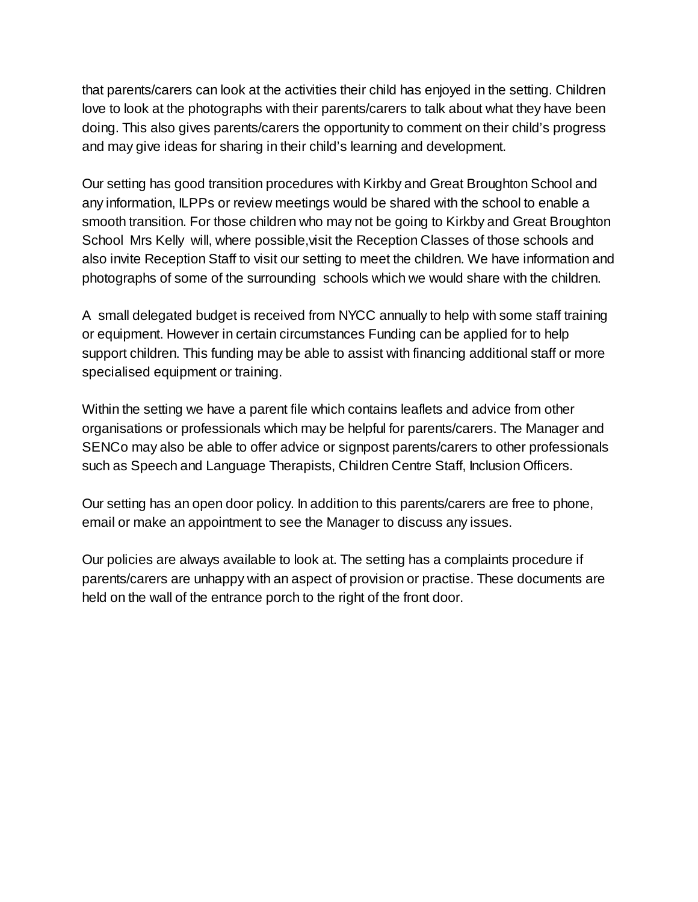that parents/carers can look at the activities their child has enjoyed in the setting. Children love to look at the photographs with their parents/carers to talk about what they have been doing. This also gives parents/carers the opportunity to comment on their child's progress and may give ideas for sharing in their child's learning and development.

Our setting has good transition procedures with Kirkby and Great Broughton School and any information, ILPPs or review meetings would be shared with the school to enable a smooth transition. For those children who may not be going to Kirkby and Great Broughton School Mrs Kelly will, where possible,visit the Reception Classes of those schools and also invite Reception Staff to visit our setting to meet the children. We have information and photographs of some of the surrounding schools which we would share with the children.

A small delegated budget is received from NYCC annually to help with some staff training or equipment. However in certain circumstances Funding can be applied for to help support children. This funding may be able to assist with financing additional staff or more specialised equipment or training.

Within the setting we have a parent file which contains leaflets and advice from other organisations or professionals which may be helpful for parents/carers. The Manager and SENCo may also be able to offer advice or signpost parents/carers to other professionals such as Speech and Language Therapists, Children Centre Staff, Inclusion Officers.

Our setting has an open door policy. In addition to this parents/carers are free to phone, email or make an appointment to see the Manager to discuss any issues.

Our policies are always available to look at. The setting has a complaints procedure if parents/carers are unhappy with an aspect of provision or practise. These documents are held on the wall of the entrance porch to the right of the front door.